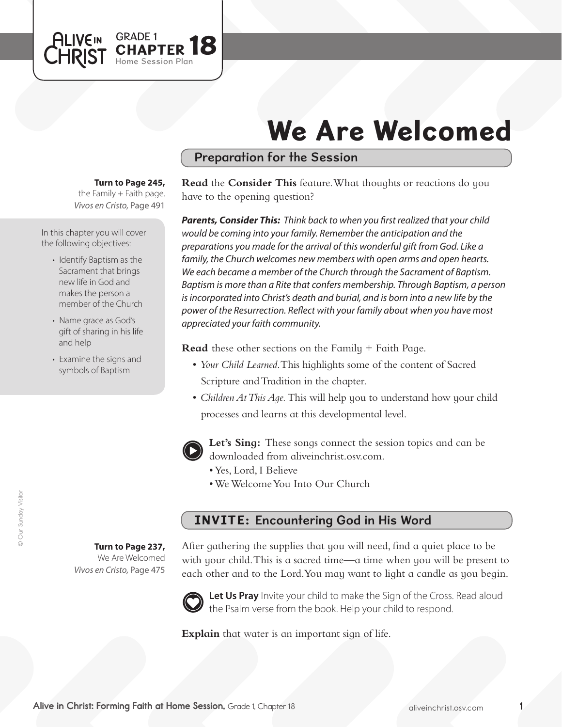ALIVE IN CHRIST GRADE 1 **CHAPTER 18** Home Session Plan

# We Are Welcomed

## Preparation for the Session

**Turn to Page 245,** the Family + Faith page. *Vivos en Cristo,* Page 491

In this chapter you will cover the following objectives:

- Identify Baptism as the Sacrament that brings new life in God and makes the person a member of the Church
- Name grace as God's gift of sharing in his life and help
- Examine the signs and symbols of Baptism

**Read** the **Consider This** feature. What thoughts or reactions do you have to the opening question?

***Parents, Consider This:*** *Think back to when you first realized that your child would be coming into your family. Remember the anticipation and the preparations you made for the arrival of this wonderful gift from God. Like a family, the Church welcomes new members with open arms and open hearts. We each became a member of the Church through the Sacrament of Baptism. Baptism is more than a Rite that confers membership. Through Baptism, a person is incorporated into Christ's death and burial, and is born into a new life by the power of the Resurrection. Reflect with your family about when you have most appreciated your faith community.*

**Read** these other sections on the Family + Faith Page.

- *Your Child Learned.* This highlights some of the content of Sacred Scripture and Tradition in the chapter.
- *Children At This Age.* This will help you to understand how your child processes and learns at this developmental level.

**Let's Sing:** These songs connect the session topics and can be downloaded from aliveinchrist.osv.com.

- Yes, Lord, I Believe
- We Welcome You Into Our Church

## INVITE: Encountering God in His Word

**Turn to Page 237,** We Are Welcomed *Vivos en Cristo,* Page 475

After gathering the supplies that you will need, find a quiet place to be with your child. This is a sacred time—a time when you will be present to each other and to the Lord. You may want to light a candle as you begin.

**Let Us Pray** Invite your child to make the Sign of the Cross. Read aloud the Psalm verse from the book. Help your child to respond.

**Explain** that water is an important sign of life.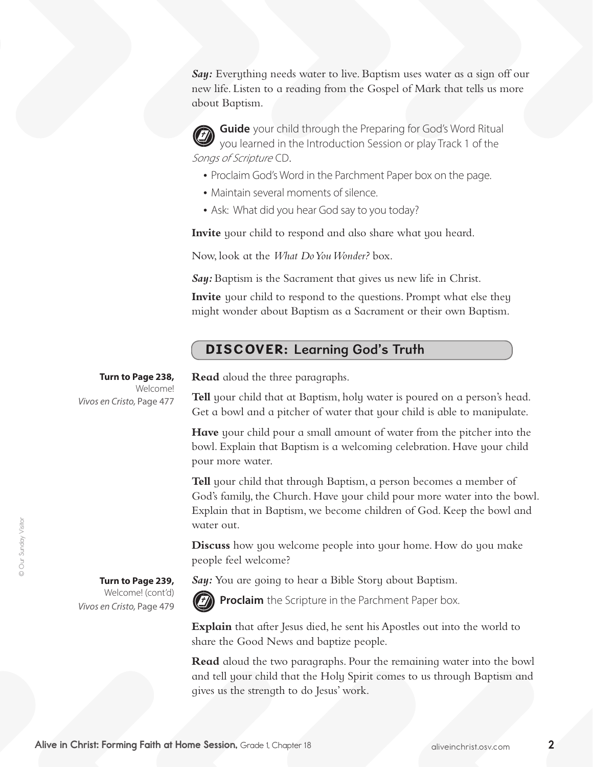***Say:*** Everything needs water to live. Baptism uses water as a sign off our new life. Listen to a reading from the Gospel of Mark that tells us more about Baptism.

**Guide** your child through the Preparing for God's Word Ritual you learned in the Introduction Session or play Track 1 of the *Songs of Scripture* CD.

- Proclaim God's Word in the Parchment Paper box on the page.
- Maintain several moments of silence.
- Ask: What did you hear God say to you today?

**Invite** your child to respond and also share what you heard.

Now, look at the *What Do You Wonder?* box.

***Say:*** Baptism is the Sacrament that gives us new life in Christ.

**Invite** your child to respond to the questions. Prompt what else they might wonder about Baptism as a Sacrament or their own Baptism.

## DISCOVER: Learning God's Truth

**Turn to Page 238,** Welcome! *Vivos en Cristo,* Page 477

**Read** aloud the three paragraphs.

**Tell** your child that at Baptism, holy water is poured on a person's head. Get a bowl and a pitcher of water that your child is able to manipulate.

**Have** your child pour a small amount of water from the pitcher into the bowl. Explain that Baptism is a welcoming celebration. Have your child pour more water.

**Tell** your child that through Baptism, a person becomes a member of God's family, the Church. Have your child pour more water into the bowl. Explain that in Baptism, we become children of God. Keep the bowl and water out.

**Discuss** how you welcome people into your home. How do you make people feel welcome?

**Turn to Page 239,** Welcome! (cont'd) *Vivos en Cristo,* Page 479

***Say:*** You are going to hear a Bible Story about Baptism.

**Proclaim** the Scripture in the Parchment Paper box.

**Explain** that after Jesus died, he sent his Apostles out into the world to share the Good News and baptize people.

**Read** aloud the two paragraphs. Pour the remaining water into the bowl and tell your child that the Holy Spirit comes to us through Baptism and gives us the strength to do Jesus' work.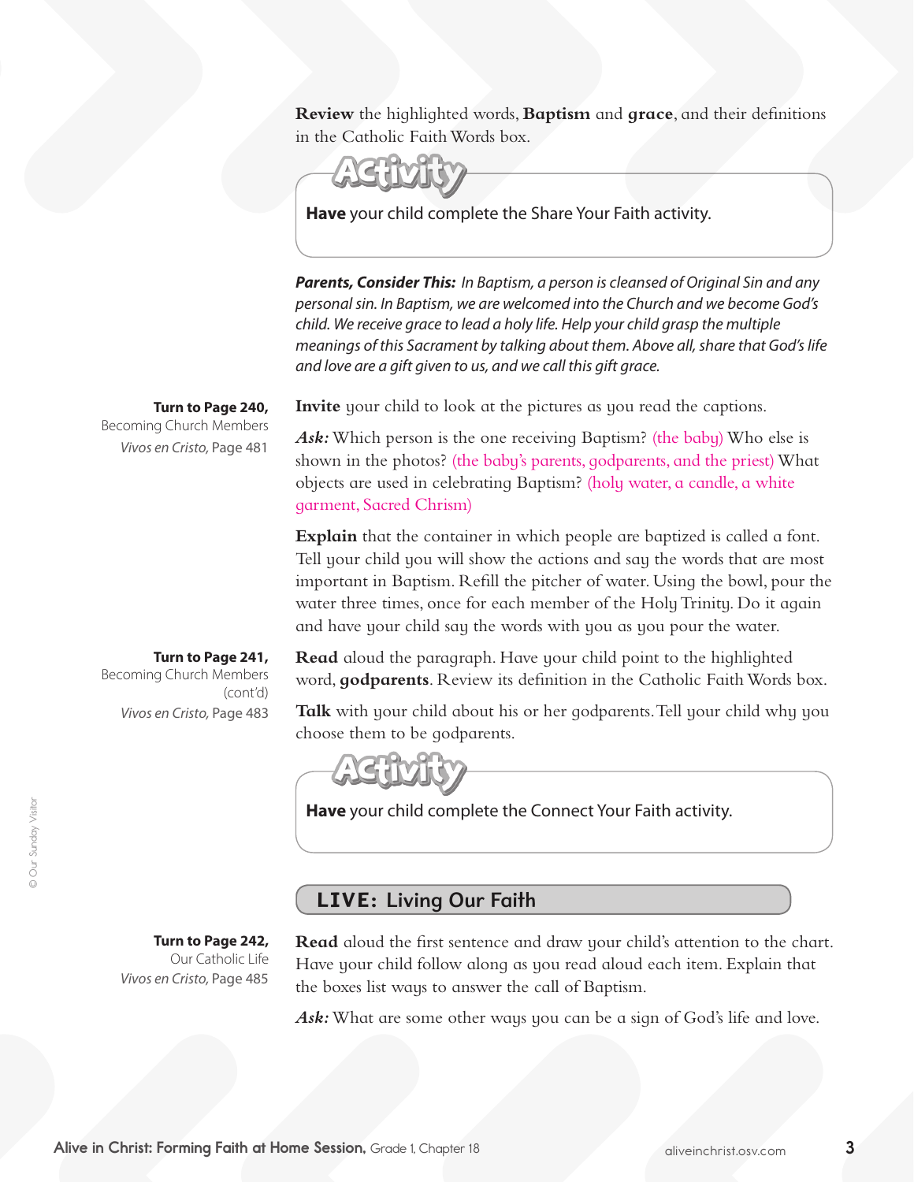**Review** the highlighted words, **Baptism** and **grace**, and their definitions in the Catholic Faith Words box.

**Activity**

**Have** your child complete the Share Your Faith activity.

***Parents, Consider This:*** *In Baptism, a person is cleansed of Original Sin and any personal sin. In Baptism, we are welcomed into the Church and we become God's child. We receive grace to lead a holy life. Help your child grasp the multiple meanings of this Sacrament by talking about them. Above all, share that God's life and love are a gift given to us, and we call this gift grace.*

**Turn to Page 240,**
Becoming Church Members
*Vivos en Cristo,* Page 481

**Invite** your child to look at the pictures as you read the captions.

***Ask:*** Which person is the one receiving Baptism? (the baby) Who else is shown in the photos? (the baby's parents, godparents, and the priest) What objects are used in celebrating Baptism? (holy water, a candle, a white garment, Sacred Chrism)

**Explain** that the container in which people are baptized is called a font. Tell your child you will show the actions and say the words that are most important in Baptism. Refill the pitcher of water. Using the bowl, pour the water three times, once for each member of the Holy Trinity. Do it again and have your child say the words with you as you pour the water.

**Turn to Page 241,**
Becoming Church Members (cont'd)
*Vivos en Cristo,* Page 483

**Read** aloud the paragraph. Have your child point to the highlighted word, **godparents**. Review its definition in the Catholic Faith Words box.

**Talk** with your child about his or her godparents. Tell your child why you choose them to be godparents.

**Activity**

**Have** your child complete the Connect Your Faith activity.

## LIVE: Living Our Faith

**Turn to Page 242,**
Our Catholic Life
*Vivos en Cristo,* Page 485

**Read** aloud the first sentence and draw your child's attention to the chart. Have your child follow along as you read aloud each item. Explain that the boxes list ways to answer the call of Baptism.

***Ask:*** What are some other ways you can be a sign of God's life and love.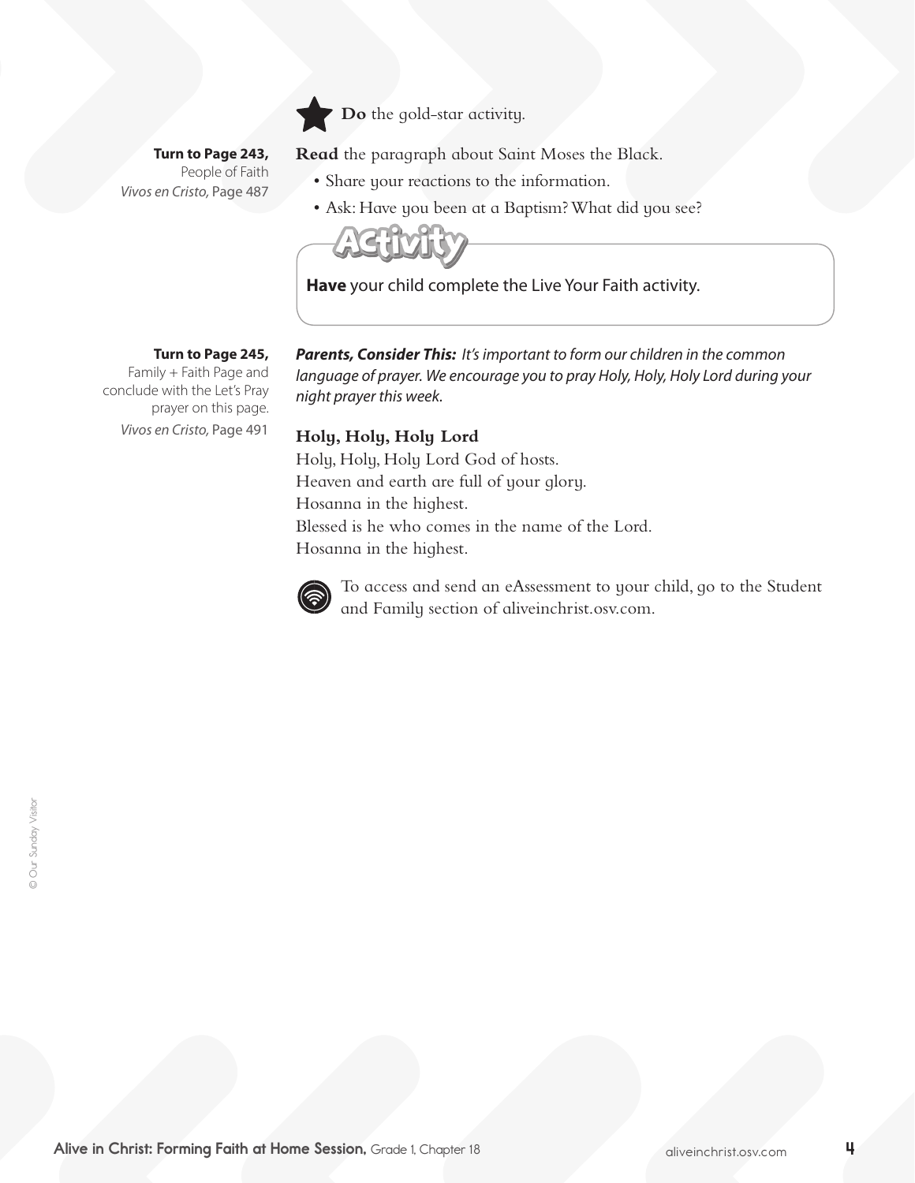★ **Do** the gold-star activity.

**Turn to Page 243,**
People of Faith
*Vivos en Cristo,* Page 487

**Read** the paragraph about Saint Moses the Black.

- Share your reactions to the information.
- Ask: Have you been at a Baptism? What did you see?

**Activity**

**Have** your child complete the Live Your Faith activity.

**Turn to Page 245,**
Family + Faith Page and conclude with the Let's Pray prayer on this page.
*Vivos en Cristo,* Page 491

***Parents, Consider This:*** *It's important to form our children in the common language of prayer. We encourage you to pray Holy, Holy, Holy Lord during your night prayer this week.*

**Holy, Holy, Holy Lord**

Holy, Holy, Holy Lord God of hosts.
Heaven and earth are full of your glory.
Hosanna in the highest.
Blessed is he who comes in the name of the Lord.
Hosanna in the highest.

To access and send an eAssessment to your child, go to the Student and Family section of aliveinchrist.osv.com.

© Our Sunday Visitor

**Alive in Christ: Forming Faith at Home Session,** Grade 1, Chapter 18